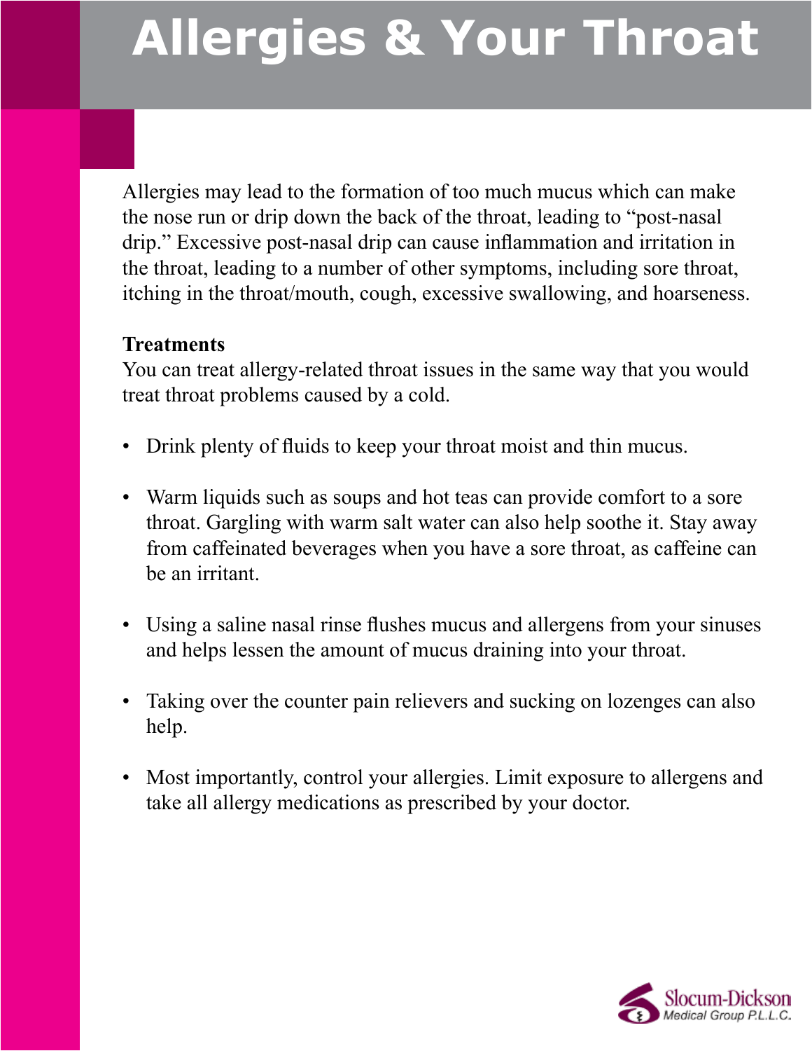# Allergies & Your Throat

Allergies may lead to the formation of too much mucus which can make the nose run or drip down the back of the throat, leading to "post-nasal drip." Excessive post-nasal drip can cause inflammation and irritation in the throat, leading to a number of other symptoms, including sore throat, itching in the throat/mouth, cough, excessive swallowing, and hoarseness.

**Treatments**

You can treat allergy-related throat issues in the same way that you would treat throat problems caused by a cold.

- Drink plenty of fluids to keep your throat moist and thin mucus.
- Warm liquids such as soups and hot teas can provide comfort to a sore throat. Gargling with warm salt water can also help soothe it. Stay away from caffeinated beverages when you have a sore throat, as caffeine can be an irritant.
- Using a saline nasal rinse flushes mucus and allergens from your sinuses and helps lessen the amount of mucus draining into your throat.
- Taking over the counter pain relievers and sucking on lozenges can also help.
- Most importantly, control your allergies. Limit exposure to allergens and take all allergy medications as prescribed by your doctor.

Slocum-Dickson Medical Group P.L.L.C.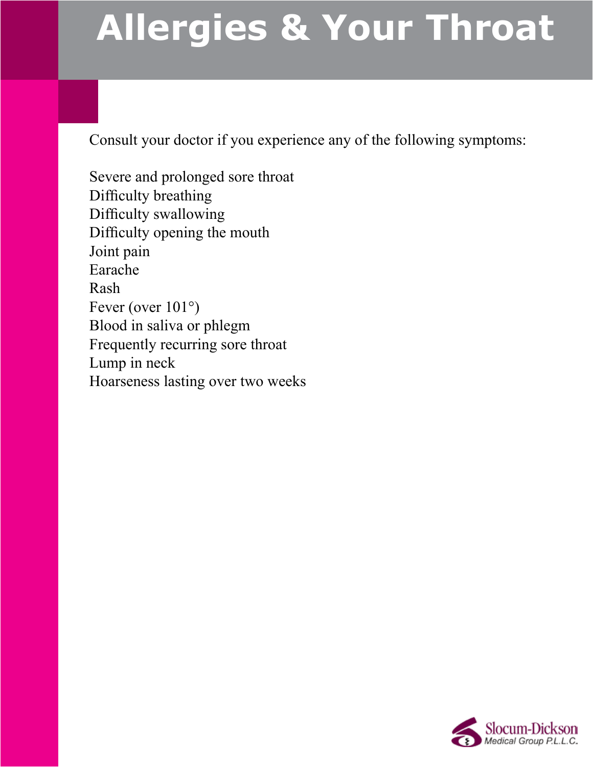# Allergies & Your Throat

Consult your doctor if you experience any of the following symptoms:

Severe and prolonged sore throat
Difficulty breathing
Difficulty swallowing
Difficulty opening the mouth
Joint pain
Earache
Rash
Fever (over 101°)
Blood in saliva or phlegm
Frequently recurring sore throat
Lump in neck
Hoarseness lasting over two weeks

Slocum-Dickson
Medical Group P.L.L.C.